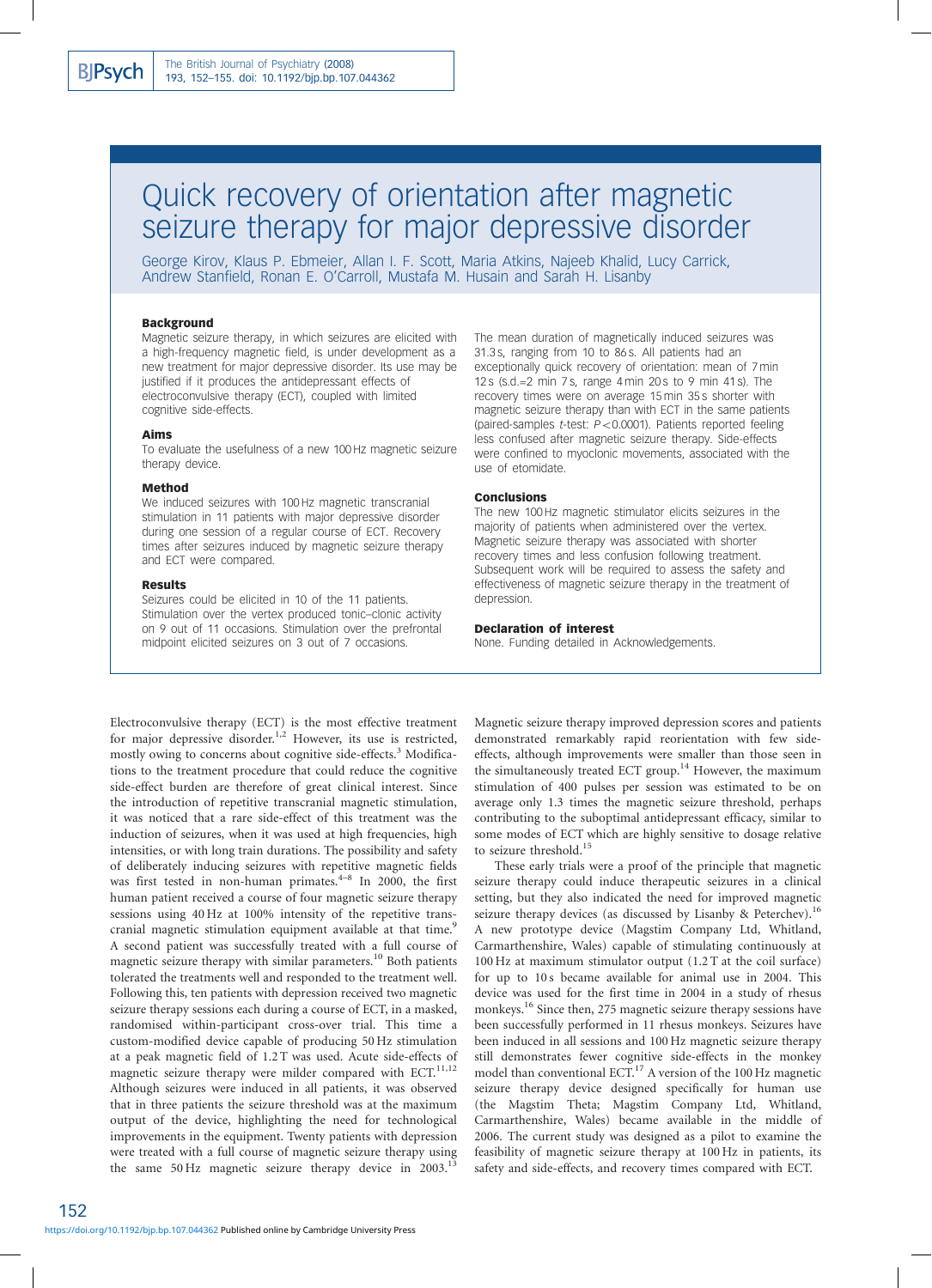# Quick recovery of orientation after magnetic seizure therapy for major depressive disorder

George Kirov, Klaus P. Ebmeier, Allan I. F. Scott, Maria Atkins, Najeeb Khalid, Lucy Carrick, Andrew Stanfield, Ronan E. O'Carroll, Mustafa M. Husain and Sarah H. Lisanby

### Background

Magnetic seizure therapy, in which seizures are elicited with a high-frequency magnetic field, is under development as a new treatment for major depressive disorder. Its use may be justified if it produces the antidepressant effects of electroconvulsive therapy (ECT), coupled with limited cognitive side-effects.

### Aims

To evaluate the usefulness of a new 100 Hz magnetic seizure therapy device.

### Method

We induced seizures with 100 Hz magnetic transcranial stimulation in 11 patients with major depressive disorder during one session of a regular course of ECT. Recovery times after seizures induced by magnetic seizure therapy and ECT were compared.

### Results

Seizures could be elicited in 10 of the 11 patients. Stimulation over the vertex produced tonic–clonic activity on 9 out of 11 occasions. Stimulation over the prefrontal midpoint elicited seizures on 3 out of 7 occasions. The mean duration of magnetically induced seizures was 31.3 s, ranging from 10 to 86 s. All patients had an exceptionally quick recovery of orientation: mean of 7 min 12 s (s.d.=2 min 7 s, range 4 min 20 s to 9 min 41 s). The recovery times were on average 15 min 35 s shorter with magnetic seizure therapy than with ECT in the same patients (paired-samples *t*-test: $P<0.0001$). Patients reported feeling less confused after magnetic seizure therapy. Side-effects were confined to myoclonic movements, associated with the use of etomidate.

### Conclusions

The new 100 Hz magnetic stimulator elicits seizures in the majority of patients when administered over the vertex. Magnetic seizure therapy was associated with shorter recovery times and less confusion following treatment. Subsequent work will be required to assess the safety and effectiveness of magnetic seizure therapy in the treatment of depression.

### Declaration of interest

None. Funding detailed in Acknowledgements.

Electroconvulsive therapy (ECT) is the most effective treatment for major depressive disorder.[1,2] However, its use is restricted, mostly owing to concerns about cognitive side-effects.[3] Modifications to the treatment procedure that could reduce the cognitive side-effect burden are therefore of great clinical interest. Since the introduction of repetitive transcranial magnetic stimulation, it was noticed that a rare side-effect of this treatment was the induction of seizures, when it was used at high frequencies, high intensities, or with long train durations. The possibility and safety of deliberately inducing seizures with repetitive magnetic fields was first tested in non-human primates.[4–8] In 2000, the first human patient received a course of four magnetic seizure therapy sessions using 40 Hz at 100% intensity of the repetitive transcranial magnetic stimulation equipment available at that time.[9] A second patient was successfully treated with a full course of magnetic seizure therapy with similar parameters.[10] Both patients tolerated the treatments well and responded to the treatment well. Following this, ten patients with depression received two magnetic seizure therapy sessions each during a course of ECT, in a masked, randomised within-participant cross-over trial. This time a custom-modified device capable of producing 50 Hz stimulation at a peak magnetic field of 1.2 T was used. Acute side-effects of magnetic seizure therapy were milder compared with ECT.[11,12] Although seizures were induced in all patients, it was observed that in three patients the seizure threshold was at the maximum output of the device, highlighting the need for technological improvements in the equipment. Twenty patients with depression were treated with a full course of magnetic seizure therapy using the same 50 Hz magnetic seizure therapy device in 2003.[13] Magnetic seizure therapy improved depression scores and patients demonstrated remarkably rapid reorientation with few side-effects, although improvements were smaller than those seen in the simultaneously treated ECT group.[14] However, the maximum stimulation of 400 pulses per session was estimated to be on average only 1.3 times the magnetic seizure threshold, perhaps contributing to the suboptimal antidepressant efficacy, similar to some modes of ECT which are highly sensitive to dosage relative to seizure threshold.[15]

These early trials were a proof of the principle that magnetic seizure therapy could induce therapeutic seizures in a clinical setting, but they also indicated the need for improved magnetic seizure therapy devices (as discussed by Lisanby & Peterchev).[16] A new prototype device (Magstim Company Ltd, Whitland, Carmarthenshire, Wales) capable of stimulating continuously at 100 Hz at maximum stimulator output (1.2 T at the coil surface) for up to 10 s became available for animal use in 2004. This device was used for the first time in 2004 in a study of rhesus monkeys.[16] Since then, 275 magnetic seizure therapy sessions have been successfully performed in 11 rhesus monkeys. Seizures have been induced in all sessions and 100 Hz magnetic seizure therapy still demonstrates fewer cognitive side-effects in the monkey model than conventional ECT.[17] A version of the 100 Hz magnetic seizure therapy device designed specifically for human use (the Magstim Theta; Magstim Company Ltd, Whitland, Carmarthenshire, Wales) became available in the middle of 2006. The current study was designed as a pilot to examine the feasibility of magnetic seizure therapy at 100 Hz in patients, its safety and side-effects, and recovery times compared with ECT.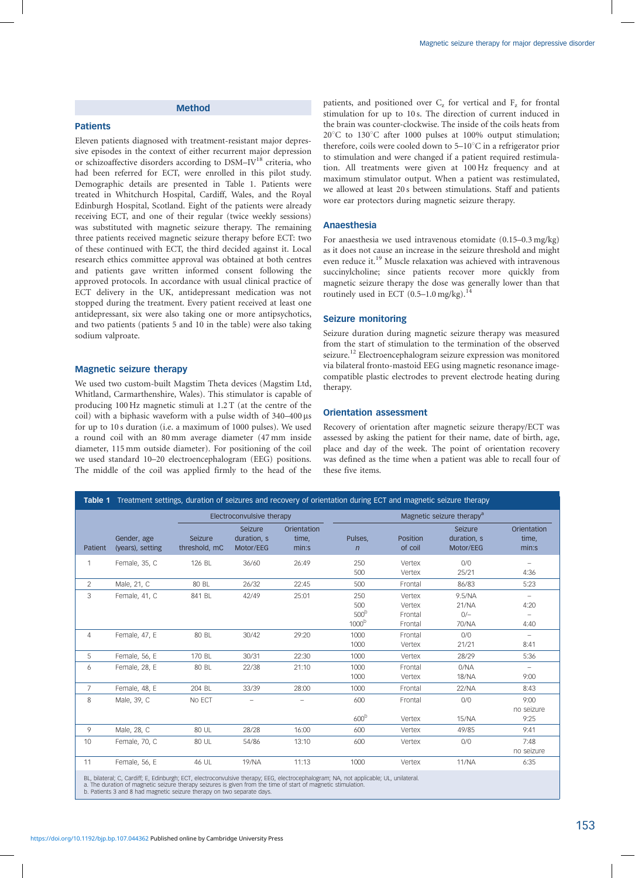## Method

### Patients

Eleven patients diagnosed with treatment-resistant major depressive episodes in the context of either recurrent major depression or schizoaffective disorders according to DSM–IV[18] criteria, who had been referred for ECT, were enrolled in this pilot study. Demographic details are presented in Table 1. Patients were treated in Whitchurch Hospital, Cardiff, Wales, and the Royal Edinburgh Hospital, Scotland. Eight of the patients were already receiving ECT, and one of their regular (twice weekly sessions) was substituted with magnetic seizure therapy. The remaining three patients received magnetic seizure therapy before ECT: two of these continued with ECT, the third decided against it. Local research ethics committee approval was obtained at both centres and patients gave written informed consent following the approved protocols. In accordance with usual clinical practice of ECT delivery in the UK, antidepressant medication was not stopped during the treatment. Every patient received at least one antidepressant, six were also taking one or more antipsychotics, and two patients (patients 5 and 10 in the table) were also taking sodium valproate.

### Magnetic seizure therapy

We used two custom-built Magstim Theta devices (Magstim Ltd, Whitland, Carmarthenshire, Wales). This stimulator is capable of producing 100 Hz magnetic stimuli at 1.2 T (at the centre of the coil) with a biphasic waveform with a pulse width of 340–400 μs for up to 10 s duration (i.e. a maximum of 1000 pulses). We used a round coil with an 80 mm average diameter (47 mm inside diameter, 115 mm outside diameter). For positioning of the coil we used standard 10–20 electroencephalogram (EEG) positions. The middle of the coil was applied firmly to the head of the patients, and positioned over $C_z$ for vertical and $F_z$ for frontal stimulation for up to 10 s. The direction of current induced in the brain was counter-clockwise. The inside of the coils heats from 20°C to 130°C after 1000 pulses at 100% output stimulation; therefore, coils were cooled down to 5–10°C in a refrigerator prior to stimulation and were changed if a patient required restimulation. All treatments were given at 100 Hz frequency and at maximum stimulator output. When a patient was restimulated, we allowed at least 20 s between stimulations. Staff and patients wore ear protectors during magnetic seizure therapy.

### Anaesthesia

For anaesthesia we used intravenous etomidate (0.15–0.3 mg/kg) as it does not cause an increase in the seizure threshold and might even reduce it.[19] Muscle relaxation was achieved with intravenous succinylcholine; since patients recover more quickly from magnetic seizure therapy the dose was generally lower than that routinely used in ECT (0.5–1.0 mg/kg).[14]

### Seizure monitoring

Seizure duration during magnetic seizure therapy was measured from the start of stimulation to the termination of the observed seizure.[12] Electroencephalogram seizure expression was monitored via bilateral fronto-mastoid EEG using magnetic resonance image-compatible plastic electrodes to prevent electrode heating during therapy.

### Orientation assessment

Recovery of orientation after magnetic seizure therapy/ECT was assessed by asking the patient for their name, date of birth, age, place and day of the week. The point of orientation recovery was defined as the time when a patient was able to recall four of these five items.

**Table 1** Treatment settings, duration of seizures and recovery of orientation during ECT and magnetic seizure therapy

| | | Electroconvulsive therapy | | | Magnetic seizure therapy[a] | | | |
|---|---|---|---|---|---|---|---|---|
| Patient | Gender, age (years), setting | Seizure threshold, mC | Seizure duration, s Motor/EEG | Orientation time, min:s | Pulses, *n* | Position of coil | Seizure duration, s Motor/EEG | Orientation time, min:s |
| 1 | Female, 35, C | 126 BL | 36/60 | 26:49 | 250 | Vertex | 0/0 | – |
| | | | | | 500 | Vertex | 25/21 | 4:36 |
| 2 | Male, 21, C | 80 BL | 26/32 | 22:45 | 500 | Frontal | 86/83 | 5:23 |
| 3 | Female, 41, C | 841 BL | 42/49 | 25:01 | 250 | Vertex | 9.5/NA | – |
| | | | | | 500 | Vertex | 21/NA | 4:20 |
| | | | | | 500[b] | Frontal | 0/– | – |
| | | | | | 1000[b] | Frontal | 70/NA | 4:40 |
| 4 | Female, 47, E | 80 BL | 30/42 | 29:20 | 1000 | Frontal | 0/0 | – |
| | | | | | 1000 | Vertex | 21/21 | 8:41 |
| 5 | Female, 56, E | 170 BL | 30/31 | 22:30 | 1000 | Vertex | 28/29 | 5:36 |
| 6 | Female, 28, E | 80 BL | 22/38 | 21:10 | 1000 | Frontal | 0/NA | – |
| | | | | | 1000 | Vertex | 18/NA | 9:00 |
| 7 | Female, 48, E | 204 BL | 33/39 | 28:00 | 1000 | Frontal | 22/NA | 8:43 |
| 8 | Male, 39, C | No ECT | – | – | 600 | Frontal | 0/0 | 9:00 no seizure |
| | | | | | 600[b] | Vertex | 15/NA | 9:25 |
| 9 | Male, 28, C | 80 UL | 28/28 | 16:00 | 600 | Vertex | 49/85 | 9:41 |
| 10 | Female, 70, C | 80 UL | 54/86 | 13:10 | 600 | Vertex | 0/0 | 7:48 no seizure |
| 11 | Female, 56, E | 46 UL | 19/NA | 11:13 | 1000 | Vertex | 11/NA | 6:35 |

BL, bilateral; C, Cardiff; E, Edinburgh; ECT, electroconvulsive therapy; EEG, electroencephalogram; NA, not applicable; UL, unilateral.
a. The duration of magnetic seizure therapy seizures is given from the time of start of magnetic stimulation.
b. Patients 3 and 8 had magnetic seizure therapy on two separate days.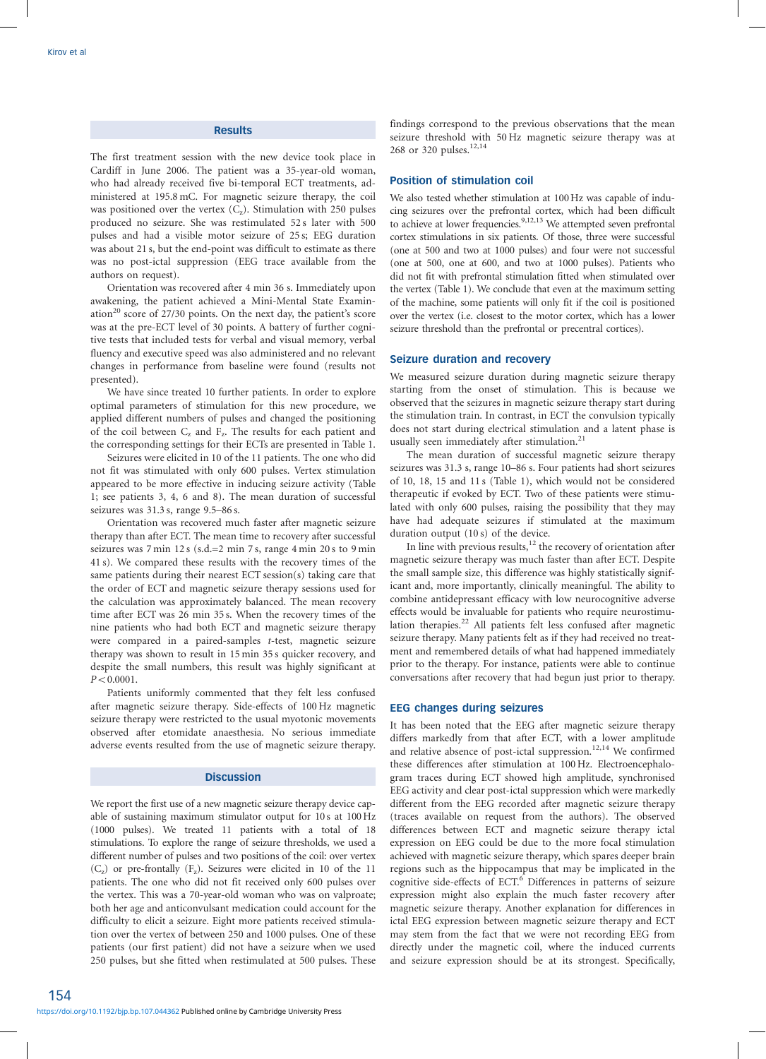## Results

The first treatment session with the new device took place in Cardiff in June 2006. The patient was a 35-year-old woman, who had already received five bi-temporal ECT treatments, administered at 195.8 mC. For magnetic seizure therapy, the coil was positioned over the vertex ($C_z$). Stimulation with 250 pulses produced no seizure. She was restimulated 52 s later with 500 pulses and had a visible motor seizure of 25 s; EEG duration was about 21 s, but the end-point was difficult to estimate as there was no post-ictal suppression (EEG trace available from the authors on request).

Orientation was recovered after 4 min 36 s. Immediately upon awakening, the patient achieved a Mini-Mental State Examination[20] score of 27/30 points. On the next day, the patient's score was at the pre-ECT level of 30 points. A battery of further cognitive tests that included tests for verbal and visual memory, verbal fluency and executive speed was also administered and no relevant changes in performance from baseline were found (results not presented).

We have since treated 10 further patients. In order to explore optimal parameters of stimulation for this new procedure, we applied different numbers of pulses and changed the positioning of the coil between $C_z$ and $F_z$. The results for each patient and the corresponding settings for their ECTs are presented in Table 1.

Seizures were elicited in 10 of the 11 patients. The one who did not fit was stimulated with only 600 pulses. Vertex stimulation appeared to be more effective in inducing seizure activity (Table 1; see patients 3, 4, 6 and 8). The mean duration of successful seizures was 31.3 s, range 9.5–86 s.

Orientation was recovered much faster after magnetic seizure therapy than after ECT. The mean time to recovery after successful seizures was 7 min 12 s (s.d.=2 min 7 s, range 4 min 20 s to 9 min 41 s). We compared these results with the recovery times of the same patients during their nearest ECT session(s) taking care that the order of ECT and magnetic seizure therapy sessions used for the calculation was approximately balanced. The mean recovery time after ECT was 26 min 35 s. When the recovery times of the nine patients who had both ECT and magnetic seizure therapy were compared in a paired-samples *t*-test, magnetic seizure therapy was shown to result in 15 min 35 s quicker recovery, and despite the small numbers, this result was highly significant at $P<0.0001$.

Patients uniformly commented that they felt less confused after magnetic seizure therapy. Side-effects of 100 Hz magnetic seizure therapy were restricted to the usual myotonic movements observed after etomidate anaesthesia. No serious immediate adverse events resulted from the use of magnetic seizure therapy.

## Discussion

We report the first use of a new magnetic seizure therapy device capable of sustaining maximum stimulator output for 10 s at 100 Hz (1000 pulses). We treated 11 patients with a total of 18 stimulations. To explore the range of seizure thresholds, we used a different number of pulses and two positions of the coil: over vertex ($C_z$) or pre-frontally ($F_z$). Seizures were elicited in 10 of the 11 patients. The one who did not fit received only 600 pulses over the vertex. This was a 70-year-old woman who was on valproate; both her age and anticonvulsant medication could account for the difficulty to elicit a seizure. Eight more patients received stimulation over the vertex of between 250 and 1000 pulses. One of these patients (our first patient) did not have a seizure when we used 250 pulses, but she fitted when restimulated at 500 pulses. These findings correspond to the previous observations that the mean seizure threshold with 50 Hz magnetic seizure therapy was at 268 or 320 pulses.[12,14]

### Position of stimulation coil

We also tested whether stimulation at 100 Hz was capable of inducing seizures over the prefrontal cortex, which had been difficult to achieve at lower frequencies.[9,12,13] We attempted seven prefrontal cortex stimulations in six patients. Of those, three were successful (one at 500 and two at 1000 pulses) and four were not successful (one at 500, one at 600, and two at 1000 pulses). Patients who did not fit with prefrontal stimulation fitted when stimulated over the vertex (Table 1). We conclude that even at the maximum setting of the machine, some patients will only fit if the coil is positioned over the vertex (i.e. closest to the motor cortex, which has a lower seizure threshold than the prefrontal or precentral cortices).

### Seizure duration and recovery

We measured seizure duration during magnetic seizure therapy starting from the onset of stimulation. This is because we observed that the seizures in magnetic seizure therapy start during the stimulation train. In contrast, in ECT the convulsion typically does not start during electrical stimulation and a latent phase is usually seen immediately after stimulation.[21]

The mean duration of successful magnetic seizure therapy seizures was 31.3 s, range 10–86 s. Four patients had short seizures of 10, 18, 15 and 11 s (Table 1), which would not be considered therapeutic if evoked by ECT. Two of these patients were stimulated with only 600 pulses, raising the possibility that they may have had adequate seizures if stimulated at the maximum duration output (10 s) of the device.

In line with previous results,[12] the recovery of orientation after magnetic seizure therapy was much faster than after ECT. Despite the small sample size, this difference was highly statistically significant and, more importantly, clinically meaningful. The ability to combine antidepressant efficacy with low neurocognitive adverse effects would be invaluable for patients who require neurostimulation therapies.[22] All patients felt less confused after magnetic seizure therapy. Many patients felt as if they had received no treatment and remembered details of what had happened immediately prior to the therapy. For instance, patients were able to continue conversations after recovery that had begun just prior to therapy.

### EEG changes during seizures

It has been noted that the EEG after magnetic seizure therapy differs markedly from that after ECT, with a lower amplitude and relative absence of post-ictal suppression.[12,14] We confirmed these differences after stimulation at 100 Hz. Electroencephalogram traces during ECT showed high amplitude, synchronised EEG activity and clear post-ictal suppression which were markedly different from the EEG recorded after magnetic seizure therapy (traces available on request from the authors). The observed differences between ECT and magnetic seizure therapy ictal expression on EEG could be due to the more focal stimulation achieved with magnetic seizure therapy, which spares deeper brain regions such as the hippocampus that may be implicated in the cognitive side-effects of ECT.[6] Differences in patterns of seizure expression might also explain the much faster recovery after magnetic seizure therapy. Another explanation for differences in ictal EEG expression between magnetic seizure therapy and ECT may stem from the fact that we were not recording EEG from directly under the magnetic coil, where the induced currents and seizure expression should be at its strongest. Specifically,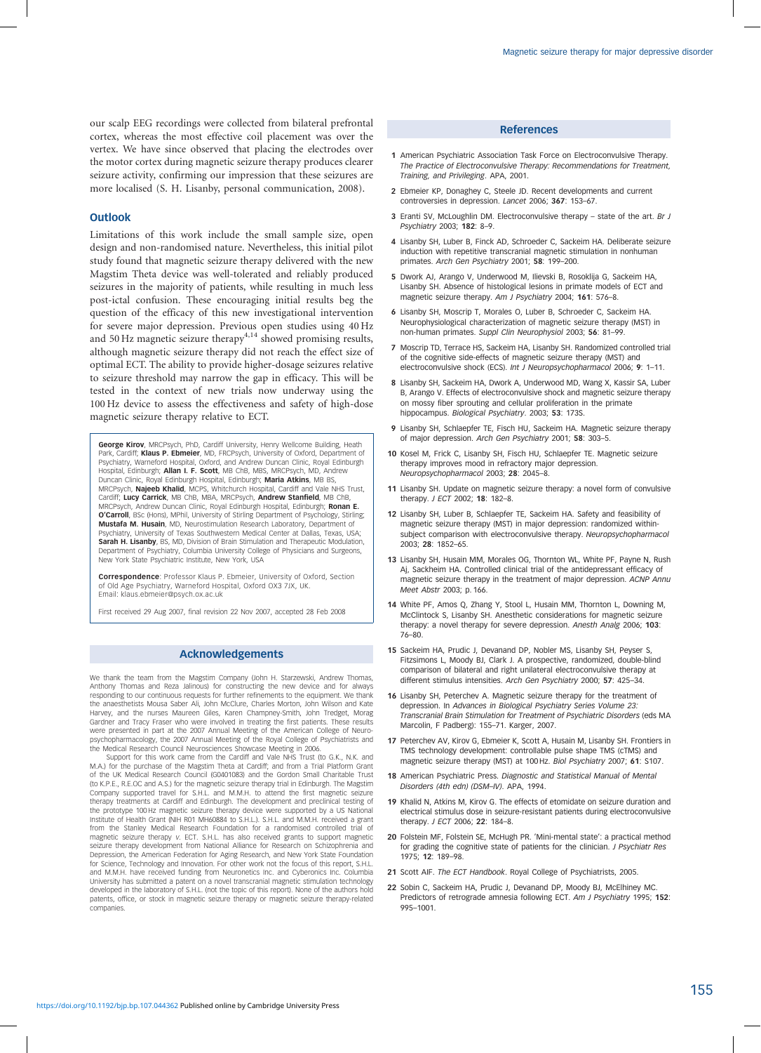our scalp EEG recordings were collected from bilateral prefrontal cortex, whereas the most effective coil placement was over the vertex. We have since observed that placing the electrodes over the motor cortex during magnetic seizure therapy produces clearer seizure activity, confirming our impression that these seizures are more localised (S. H. Lisanby, personal communication, 2008).

## Outlook

Limitations of this work include the small sample size, open design and non-randomised nature. Nevertheless, this initial pilot study found that magnetic seizure therapy delivered with the new Magstim Theta device was well-tolerated and reliably produced seizures in the majority of patients, while resulting in much less post-ictal confusion. These encouraging initial results beg the question of the efficacy of this new investigational intervention for severe major depression. Previous open studies using 40 Hz and 50 Hz magnetic seizure therapy[4,14] showed promising results, although magnetic seizure therapy did not reach the effect size of optimal ECT. The ability to provide higher-dosage seizures relative to seizure threshold may narrow the gap in efficacy. This will be tested in the context of new trials now underway using the 100 Hz device to assess the effectiveness and safety of high-dose magnetic seizure therapy relative to ECT.

**George Kirov**, MRCPsych, PhD, Cardiff University, Henry Wellcome Building, Heath Park, Cardiff; **Klaus P. Ebmeier**, MD, FRCPsych, University of Oxford, Department of Psychiatry, Warneford Hospital, Oxford, and Andrew Duncan Clinic, Royal Edinburgh Hospital, Edinburgh; **Allan I. F. Scott**, MB ChB, MBS, MRCPsych, MD, Andrew Duncan Clinic, Royal Edinburgh Hospital, Edinburgh; **Maria Atkins**, MB BS, MRCPsych, **Najeeb Khalid**, MCPS, Whitchurch Hospital, Cardiff and Vale NHS Trust, Cardiff; **Lucy Carrick**, MB ChB, MBA, MRCPsych, **Andrew Stanfield**, MB ChB, MRCPsych, Andrew Duncan Clinic, Royal Edinburgh Hospital, Edinburgh; **Ronan E. O'Carroll**, BSc (Hons), MPhil, University of Stirling Department of Psychology, Stirling; **Mustafa M. Husain**, MD, Neurostimulation Research Laboratory, Department of Psychiatry, University of Texas Southwestern Medical Center at Dallas, Texas, USA; **Sarah H. Lisanby**, BS, MD, Division of Brain Stimulation and Therapeutic Modulation, Department of Psychiatry, Columbia University College of Physicians and Surgeons, New York State Psychiatric Institute, New York, USA

**Correspondence**: Professor Klaus P. Ebmeier, University of Oxford, Section of Old Age Psychiatry, Warneford Hospital, Oxford OX3 7JX, UK. Email: klaus.ebmeier@psych.ox.ac.uk

First received 29 Aug 2007, final revision 22 Nov 2007, accepted 28 Feb 2008

## Acknowledgements

We thank the team from the Magstim Company (John H. Starzewski, Andrew Thomas, Anthony Thomas and Reza Jalinous) for constructing the new device and for always responding to our continuous requests for further refinements to the equipment. We thank the anaesthetists Mousa Saber Ali, John McClure, Charles Morton, John Wilson and Kate Harvey, and the nurses Maureen Giles, Karen Champney-Smith, John Tredget, Morag Gardner and Tracy Fraser who were involved in treating the first patients. These results were presented in part at the 2007 Annual Meeting of the American College of Neuropsychopharmacology, the 2007 Annual Meeting of the Royal College of Psychiatrists and the Medical Research Council Neurosciences Showcase Meeting in 2006.

Support for this work came from the Cardiff and Vale NHS Trust (to G.K., N.K. and M.A.) for the purchase of the Magstim Theta at Cardiff; and from a Trial Platform Grant of the UK Medical Research Council (G0401083) and the Gordon Small Charitable Trust (to K.P.E., R.E.OC and A.S.) for the magnetic seizure therapy trial in Edinburgh. The Magstim Company supported travel for S.H.L. and M.M.H. to attend the first magnetic seizure therapy treatments at Cardiff and Edinburgh. The development and preclinical testing of the prototype 100 Hz magnetic seizure therapy device were supported by a US National Institute of Health Grant (NIH R01 MH60884 to S.H.L.). S.H.L. and M.M.H. received a grant from the Stanley Medical Research Foundation for a randomised controlled trial of magnetic seizure therapy *v.* ECT. S.H.L. has also received grants to support magnetic seizure therapy development from National Alliance for Research on Schizophrenia and Depression, the American Federation for Aging Research, and New York State Foundation for Science, Technology and Innovation. For other work not the focus of this report, S.H.L. and M.M.H. have received funding from Neuronetics Inc. and Cyberonics Inc. Columbia University has submitted a patent on a novel transcranial magnetic stimulation technology developed in the laboratory of S.H.L. (not the topic of this report). None of the authors hold patents, office, or stock in magnetic seizure therapy or magnetic seizure therapy-related companies.

## References

1 American Psychiatric Association Task Force on Electroconvulsive Therapy. *The Practice of Electroconvulsive Therapy: Recommendations for Treatment, Training, and Privileging*. APA, 2001.

2 Ebmeier KP, Donaghey C, Steele JD. Recent developments and current controversies in depression. *Lancet* 2006; **367**: 153–67.

3 Eranti SV, McLoughlin DM. Electroconvulsive therapy – state of the art. *Br J Psychiatry* 2003; **182**: 8–9.

4 Lisanby SH, Luber B, Finck AD, Schroeder C, Sackeim HA. Deliberate seizure induction with repetitive transcranial magnetic stimulation in nonhuman primates. *Arch Gen Psychiatry* 2001; **58**: 199–200.

5 Dwork AJ, Arango V, Underwood M, Ilievski B, Rosoklija G, Sackeim HA, Lisanby SH. Absence of histological lesions in primate models of ECT and magnetic seizure therapy. *Am J Psychiatry* 2004; **161**: 576–8.

6 Lisanby SH, Moscrip T, Morales O, Luber B, Schroeder C, Sackeim HA. Neurophysiological characterization of magnetic seizure therapy (MST) in non-human primates. *Suppl Clin Neurophysiol* 2003; **56**: 81–99.

7 Moscrip TD, Terrace HS, Sackeim HA, Lisanby SH. Randomized controlled trial of the cognitive side-effects of magnetic seizure therapy (MST) and electroconvulsive shock (ECS). *Int J Neuropsychopharmacol* 2006; **9**: 1–11.

8 Lisanby SH, Sackeim HA, Dwork A, Underwood MD, Wang X, Kassir SA, Luber B, Arango V. Effects of electroconvulsive shock and magnetic seizure therapy on mossy fiber sprouting and cellular proliferation in the primate hippocampus. *Biological Psychiatry*. 2003; **53**: 173S.

9 Lisanby SH, Schlaepfer TE, Fisch HU, Sackeim HA. Magnetic seizure therapy of major depression. *Arch Gen Psychiatry* 2001; **58**: 303–5.

10 Kosel M, Frick C, Lisanby SH, Fisch HU, Schlaepfer TE. Magnetic seizure therapy improves mood in refractory major depression. *Neuropsychopharmacol* 2003; **28**: 2045–8.

11 Lisanby SH. Update on magnetic seizure therapy: a novel form of convulsive therapy. *J ECT* 2002; **18**: 182–8.

12 Lisanby SH, Luber B, Schlaepfer TE, Sackeim HA. Safety and feasibility of magnetic seizure therapy (MST) in major depression: randomized within-subject comparison with electroconvulsive therapy. *Neuropsychopharmacol* 2003; **28**: 1852–65.

13 Lisanby SH, Husain MM, Morales OG, Thornton WL, White PF, Payne N, Rush Aj, Sackheim HA. Controlled clinical trial of the antidepressant efficacy of magnetic seizure therapy in the treatment of major depression. *ACNP Annu Meet Abstr* 2003; p. 166.

14 White PF, Amos Q, Zhang Y, Stool L, Husain MM, Thornton L, Downing M, McClintock S, Lisanby SH. Anesthetic considerations for magnetic seizure therapy: a novel therapy for severe depression. *Anesth Analg* 2006; **103**: 76–80.

15 Sackeim HA, Prudic J, Devanand DP, Nobler MS, Lisanby SH, Peyser S, Fitzsimons L, Moody BJ, Clark J. A prospective, randomized, double-blind comparison of bilateral and right unilateral electroconvulsive therapy at different stimulus intensities. *Arch Gen Psychiatry* 2000; **57**: 425–34.

16 Lisanby SH, Peterchev A. Magnetic seizure therapy for the treatment of depression. In *Advances in Biological Psychiatry Series Volume 23: Transcranial Brain Stimulation for Treatment of Psychiatric Disorders* (eds MA Marcolin, F Padberg): 155–71. Karger, 2007.

17 Peterchev AV, Kirov G, Ebmeier K, Scott A, Husain M, Lisanby SH. Frontiers in TMS technology development: controllable pulse shape TMS (cTMS) and magnetic seizure therapy (MST) at 100 Hz. *Biol Psychiatry* 2007; **61**: S107.

18 American Psychiatric Press. *Diagnostic and Statistical Manual of Mental Disorders (4th edn) (DSM–IV)*. APA, 1994.

19 Khalid N, Atkins M, Kirov G. The effects of etomidate on seizure duration and electrical stimulus dose in seizure-resistant patients during electroconvulsive therapy. *J ECT* 2006; **22**: 184–8.

20 Folstein MF, Folstein SE, McHugh PR. 'Mini-mental state': a practical method for grading the cognitive state of patients for the clinician. *J Psychiatr Res* 1975; **12**: 189–98.

21 Scott AIF. *The ECT Handbook*. Royal College of Psychiatrists, 2005.

22 Sobin C, Sackeim HA, Prudic J, Devanand DP, Moody BJ, McElhiney MC. Predictors of retrograde amnesia following ECT. *Am J Psychiatry* 1995; **152**: 995–1001.